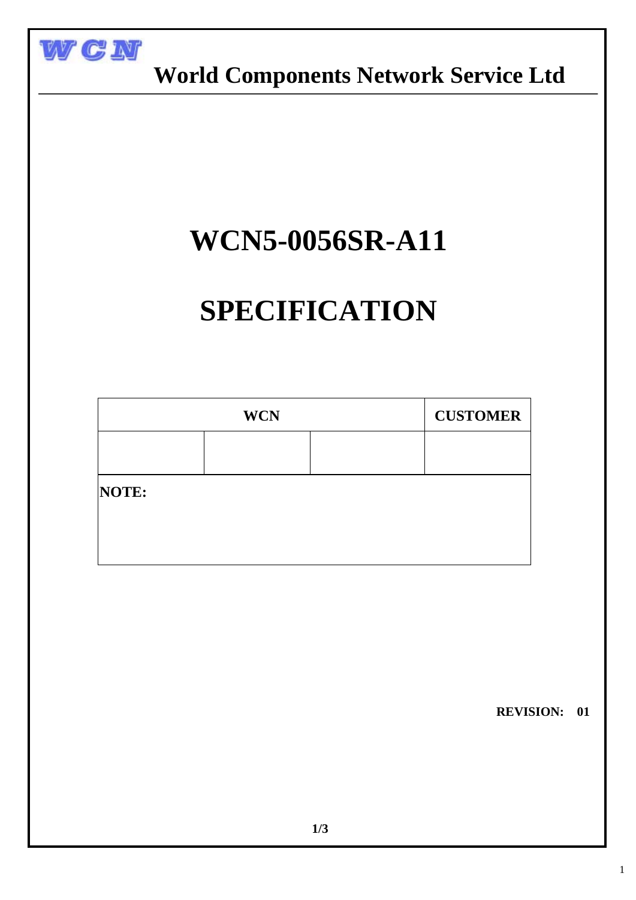WCN

**World Components Network Service Ltd**

# WCN5-0056SR-A11

# SPECIFICATION

| WCN | | | CUSTOMER |
|---|---|---|---|
| | | | |
| **NOTE:** | | | |

**REVISION: 01**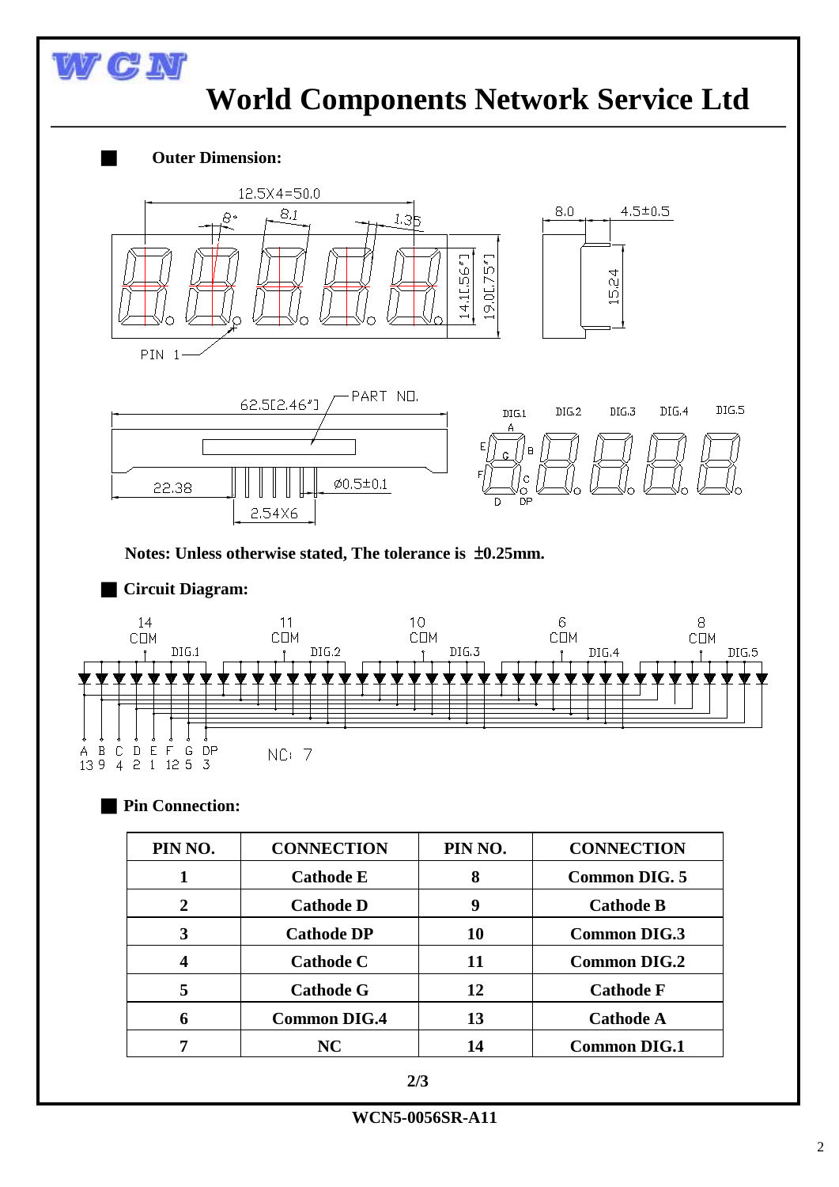**Outer Dimension:**

12.5X4=50.0

8°  8.1  1.35

14.1[.56"]  19.0[.75"]

8.0  4.5±0.5

15.24

PIN 1

62.5[2.46"]  PART NO.

22.38  Ø0.5±0.1

2.54X6

DIG.1 DIG.2 DIG.3 DIG.4 DIG.5

A B C D E F G DP

**Notes: Unless otherwise stated, The tolerance is ±0.25mm.**

**Circuit Diagram:**

14 COM DIG.1 — 11 COM DIG.2 — 10 COM DIG.3 — 6 COM DIG.4 — 8 COM DIG.5

A 13, B 9, C 4, D 2, E 1, F 12, G 5, DP 3

NC: 7

**Pin Connection:**

| PIN NO. | CONNECTION | PIN NO. | CONNECTION |
|---|---|---|---|
| 1 | Cathode E | 8 | Common DIG. 5 |
| 2 | Cathode D | 9 | Cathode B |
| 3 | Cathode DP | 10 | Common DIG.3 |
| 4 | Cathode C | 11 | Common DIG.2 |
| 5 | Cathode G | 12 | Cathode F |
| 6 | Common DIG.4 | 13 | Cathode A |
| 7 | NC | 14 | Common DIG.1 |

WCN5-0056SR-A11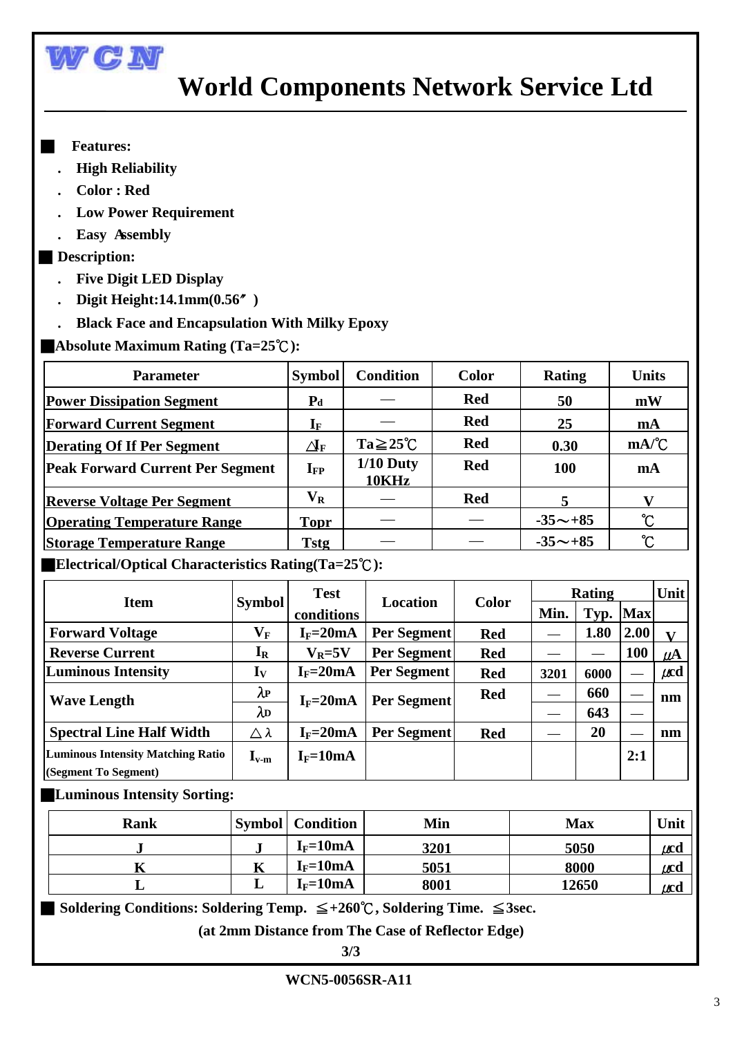# World Components Network Service Ltd

## Features:

- High Reliability
- Color : Red
- Low Power Requirement
- Easy Assembly

## Description:

- Five Digit LED Display
- Digit Height:14.1mm(0.56″)
- Black Face and Encapsulation With Milky Epoxy

## Absolute Maximum Rating (Ta=25℃):

| Parameter | Symbol | Condition | Color | Rating | Units |
|---|---|---|---|---|---|
| Power Dissipation Segment | $P_d$ | — | Red | 50 | mW |
| Forward Current Segment | $I_F$ | — | Red | 25 | mA |
| Derating Of If Per Segment | $\triangle I_F$ | Ta≧25℃ | Red | 0.30 | mA/℃ |
| Peak Forward Current Per Segment | $I_{FP}$ | 1/10 Duty 10KHz | Red | 100 | mA |
| Reverse Voltage Per Segment | $V_R$ | — | Red | 5 | V |
| Operating Temperature Range | Topr | — | — | -35～+85 | ℃ |
| Storage Temperature Range | Tstg | — | — | -35～+85 | ℃ |

## Electrical/Optical Characteristics Rating(Ta=25℃):

| Item | Symbol | Test conditions | Location | Color | Rating | | | Unit |
|---|---|---|---|---|---|---|---|---|
| | | | | | Min. | Typ. | Max | |
| Forward Voltage | $V_F$ | $I_F$=20mA | Per Segment | Red | — | 1.80 | 2.00 | V |
| Reverse Current | $I_R$ | $V_R$=5V | Per Segment | Red | — | — | 100 | μA |
| Luminous Intensity | $I_V$ | $I_F$=20mA | Per Segment | Red | 3201 | 6000 | — | μcd |
| Wave Length | $\lambda_P$ | $I_F$=20mA | Per Segment | Red | — | 660 | — | nm |
| | $\lambda_D$ | | | | — | 643 | — | |
| Spectral Line Half Width | $\triangle\lambda$ | $I_F$=20mA | Per Segment | Red | — | 20 | — | nm |
| Luminous Intensity Matching Ratio (Segment To Segment) | $I_{v\text{-}m}$ | $I_F$=10mA | | | | | 2:1 | |

## Luminous Intensity Sorting:

| Rank | Symbol | Condition | Min | Max | Unit |
|---|---|---|---|---|---|
| J | J | $I_F$=10mA | 3201 | 5050 | μcd |
| K | K | $I_F$=10mA | 5051 | 8000 | μcd |
| L | L | $I_F$=10mA | 8001 | 12650 | μcd |

## Soldering Conditions: Soldering Temp. ≦+260℃, Soldering Time. ≦3sec.

(at 2mm Distance from The Case of Reflector Edge)

WCN5-0056SR-A11